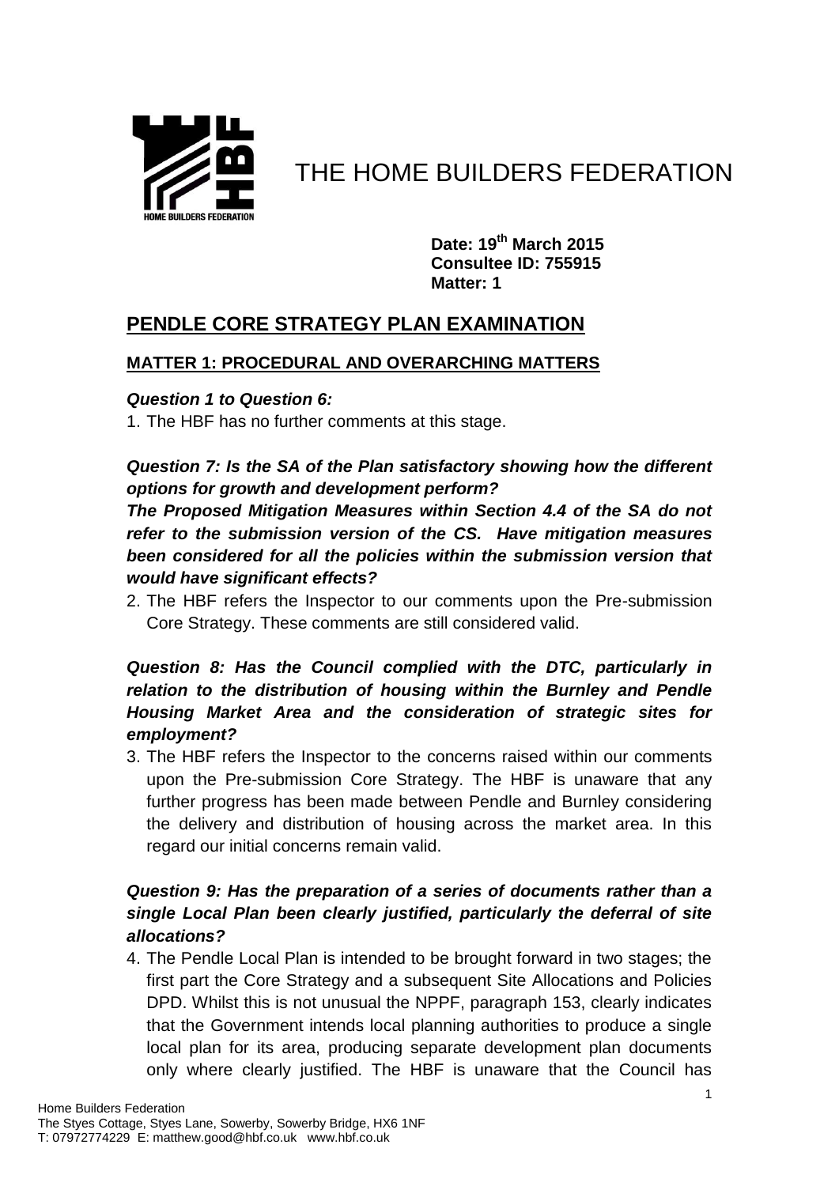# THE HOME BUILDERS FEDERATION

**Date: 19th March 2015**
**Consultee ID: 755915**
**Matter: 1**

## PENDLE CORE STRATEGY PLAN EXAMINATION

### MATTER 1: PROCEDURAL AND OVERARCHING MATTERS

***Question 1 to Question 6:***

1. The HBF has no further comments at this stage.

***Question 7: Is the SA of the Plan satisfactory showing how the different options for growth and development perform?***

***The Proposed Mitigation Measures within Section 4.4 of the SA do not refer to the submission version of the CS. Have mitigation measures been considered for all the policies within the submission version that would have significant effects?***

2. The HBF refers the Inspector to our comments upon the Pre-submission Core Strategy. These comments are still considered valid.

***Question 8: Has the Council complied with the DTC, particularly in relation to the distribution of housing within the Burnley and Pendle Housing Market Area and the consideration of strategic sites for employment?***

3. The HBF refers the Inspector to the concerns raised within our comments upon the Pre-submission Core Strategy. The HBF is unaware that any further progress has been made between Pendle and Burnley considering the delivery and distribution of housing across the market area. In this regard our initial concerns remain valid.

***Question 9: Has the preparation of a series of documents rather than a single Local Plan been clearly justified, particularly the deferral of site allocations?***

4. The Pendle Local Plan is intended to be brought forward in two stages; the first part the Core Strategy and a subsequent Site Allocations and Policies DPD. Whilst this is not unusual the NPPF, paragraph 153, clearly indicates that the Government intends local planning authorities to produce a single local plan for its area, producing separate development plan documents only where clearly justified. The HBF is unaware that the Council has

Home Builders Federation
The Styes Cottage, Styes Lane, Sowerby, Sowerby Bridge, HX6 1NF
T: 07972774229 E: matthew.good@hbf.co.uk www.hbf.co.uk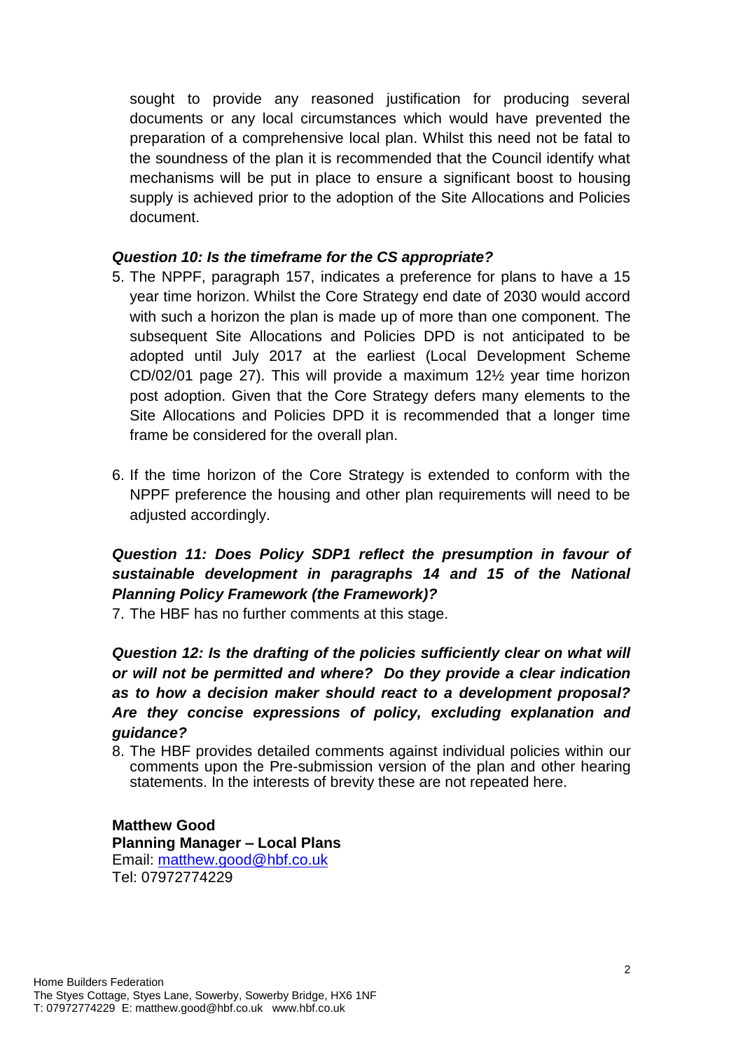sought to provide any reasoned justification for producing several documents or any local circumstances which would have prevented the preparation of a comprehensive local plan. Whilst this need not be fatal to the soundness of the plan it is recommended that the Council identify what mechanisms will be put in place to ensure a significant boost to housing supply is achieved prior to the adoption of the Site Allocations and Policies document.

***Question 10: Is the timeframe for the CS appropriate?***

5. The NPPF, paragraph 157, indicates a preference for plans to have a 15 year time horizon. Whilst the Core Strategy end date of 2030 would accord with such a horizon the plan is made up of more than one component. The subsequent Site Allocations and Policies DPD is not anticipated to be adopted until July 2017 at the earliest (Local Development Scheme CD/02/01 page 27). This will provide a maximum 12½ year time horizon post adoption. Given that the Core Strategy defers many elements to the Site Allocations and Policies DPD it is recommended that a longer time frame be considered for the overall plan.

6. If the time horizon of the Core Strategy is extended to conform with the NPPF preference the housing and other plan requirements will need to be adjusted accordingly.

***Question 11: Does Policy SDP1 reflect the presumption in favour of sustainable development in paragraphs 14 and 15 of the National Planning Policy Framework (the Framework)?***

7. The HBF has no further comments at this stage.

***Question 12: Is the drafting of the policies sufficiently clear on what will or will not be permitted and where? Do they provide a clear indication as to how a decision maker should react to a development proposal? Are they concise expressions of policy, excluding explanation and guidance?***

8. The HBF provides detailed comments against individual policies within our comments upon the Pre-submission version of the plan and other hearing statements. In the interests of brevity these are not repeated here.

**Matthew Good**
**Planning Manager – Local Plans**
Email: matthew.good@hbf.co.uk
Tel: 07972774229